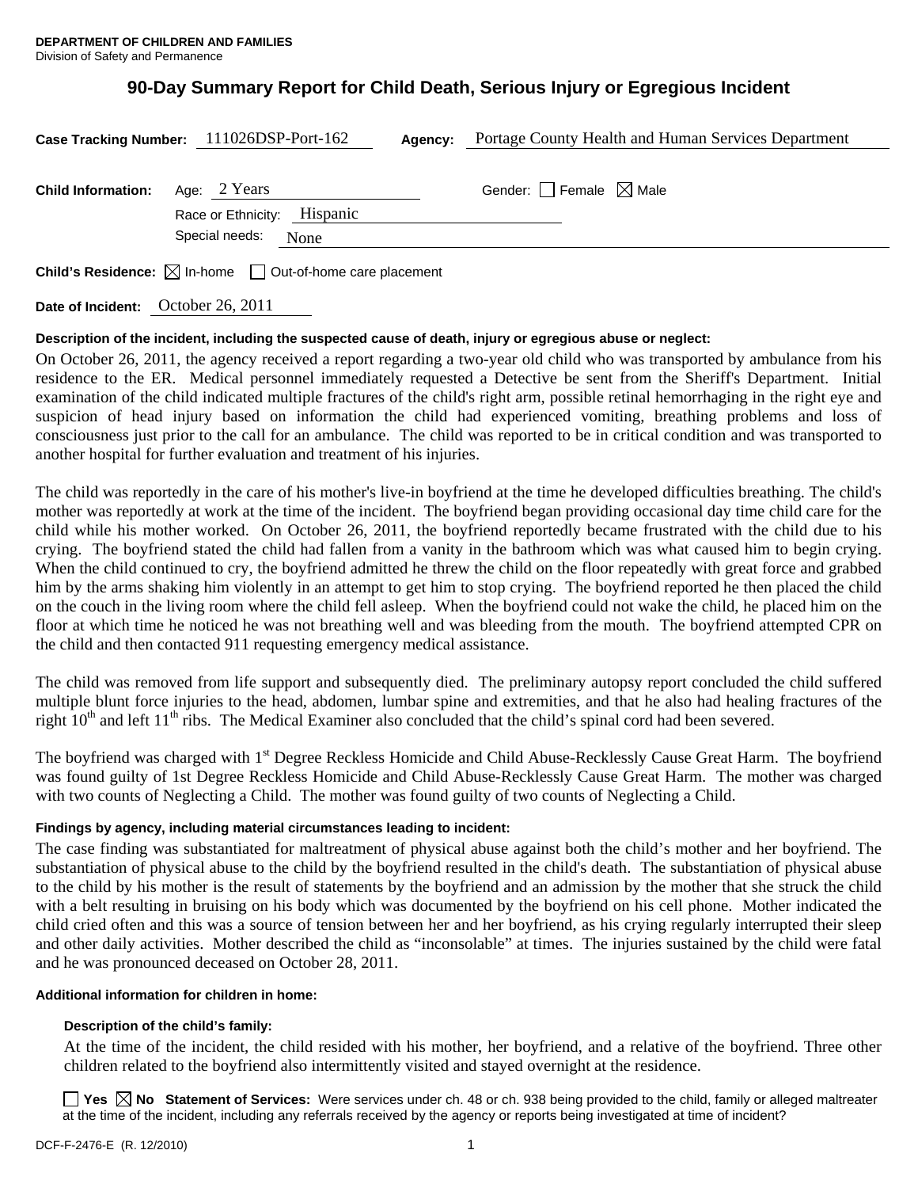**DEPARTMENT OF CHILDREN AND FAMILIES**
Division of Safety and Permanence

# 90-Day Summary Report for Child Death, Serious Injury or Egregious Incident

**Case Tracking Number:** 111026DSP-Port-162 **Agency:** Portage County Health and Human Services Department

**Child Information:** Age: 2 Years Gender: ☐ Female ☒ Male

Race or Ethnicity: Hispanic

Special needs: None

**Child's Residence:** ☒ In-home ☐ Out-of-home care placement

**Date of Incident:** October 26, 2011

**Description of the incident, including the suspected cause of death, injury or egregious abuse or neglect:**

On October 26, 2011, the agency received a report regarding a two-year old child who was transported by ambulance from his residence to the ER. Medical personnel immediately requested a Detective be sent from the Sheriff's Department. Initial examination of the child indicated multiple fractures of the child's right arm, possible retinal hemorrhaging in the right eye and suspicion of head injury based on information the child had experienced vomiting, breathing problems and loss of consciousness just prior to the call for an ambulance. The child was reported to be in critical condition and was transported to another hospital for further evaluation and treatment of his injuries.

The child was reportedly in the care of his mother's live-in boyfriend at the time he developed difficulties breathing. The child's mother was reportedly at work at the time of the incident. The boyfriend began providing occasional day time child care for the child while his mother worked. On October 26, 2011, the boyfriend reportedly became frustrated with the child due to his crying. The boyfriend stated the child had fallen from a vanity in the bathroom which was what caused him to begin crying. When the child continued to cry, the boyfriend admitted he threw the child on the floor repeatedly with great force and grabbed him by the arms shaking him violently in an attempt to get him to stop crying. The boyfriend reported he then placed the child on the couch in the living room where the child fell asleep. When the boyfriend could not wake the child, he placed him on the floor at which time he noticed he was not breathing well and was bleeding from the mouth. The boyfriend attempted CPR on the child and then contacted 911 requesting emergency medical assistance.

The child was removed from life support and subsequently died. The preliminary autopsy report concluded the child suffered multiple blunt force injuries to the head, abdomen, lumbar spine and extremities, and that he also had healing fractures of the right 10th and left 11th ribs. The Medical Examiner also concluded that the child's spinal cord had been severed.

The boyfriend was charged with 1st Degree Reckless Homicide and Child Abuse-Recklessly Cause Great Harm. The boyfriend was found guilty of 1st Degree Reckless Homicide and Child Abuse-Recklessly Cause Great Harm. The mother was charged with two counts of Neglecting a Child. The mother was found guilty of two counts of Neglecting a Child.

**Findings by agency, including material circumstances leading to incident:**

The case finding was substantiated for maltreatment of physical abuse against both the child's mother and her boyfriend. The substantiation of physical abuse to the child by the boyfriend resulted in the child's death. The substantiation of physical abuse to the child by his mother is the result of statements by the boyfriend and an admission by the mother that she struck the child with a belt resulting in bruising on his body which was documented by the boyfriend on his cell phone. Mother indicated the child cried often and this was a source of tension between her and her boyfriend, as his crying regularly interrupted their sleep and other daily activities. Mother described the child as "inconsolable" at times. The injuries sustained by the child were fatal and he was pronounced deceased on October 28, 2011.

**Additional information for children in home:**

**Description of the child's family:**

At the time of the incident, the child resided with his mother, her boyfriend, and a relative of the boyfriend. Three other children related to the boyfriend also intermittently visited and stayed overnight at the residence.

☐ **Yes** ☒ **No** **Statement of Services:** Were services under ch. 48 or ch. 938 being provided to the child, family or alleged maltreater at the time of the incident, including any referrals received by the agency or reports being investigated at time of incident?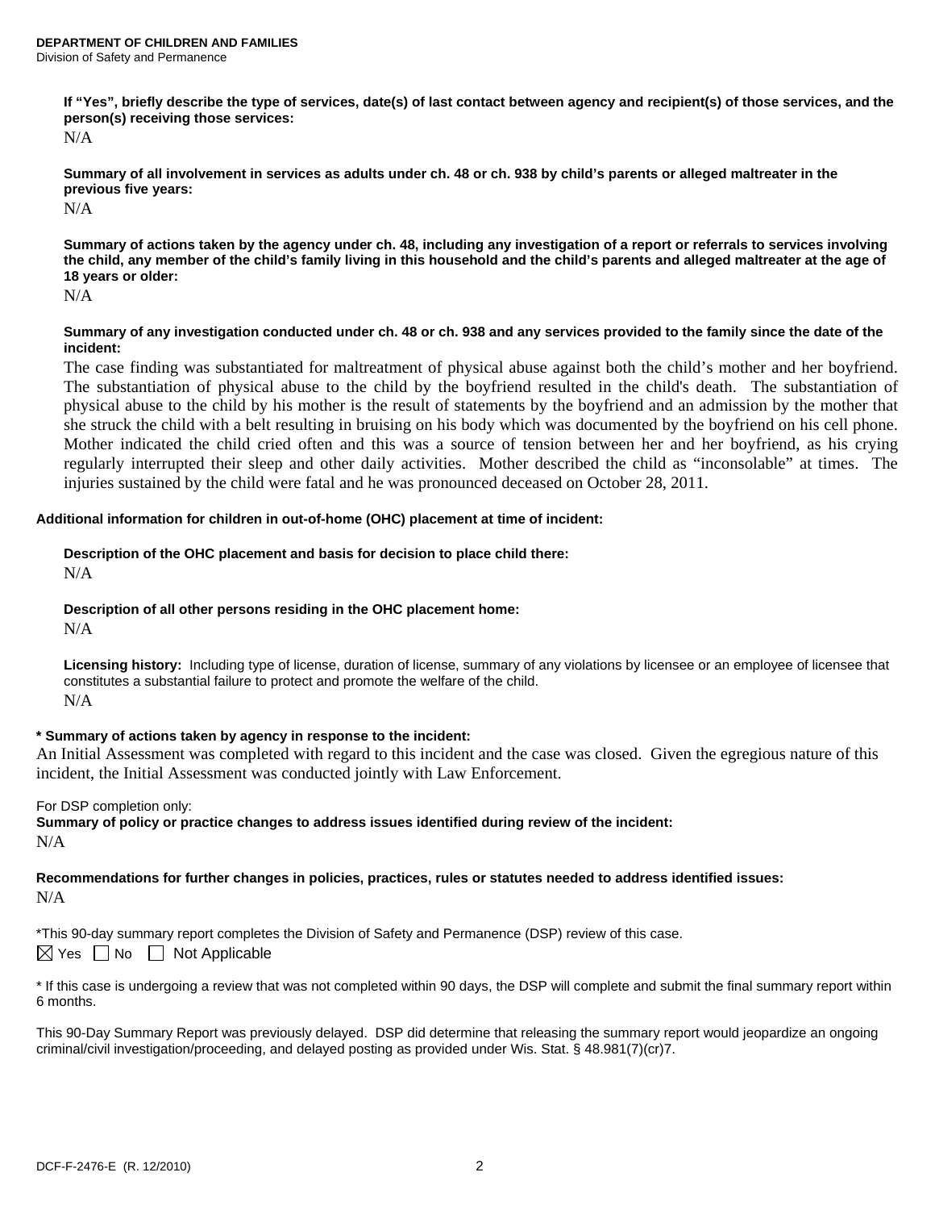**If "Yes", briefly describe the type of services, date(s) of last contact between agency and recipient(s) of those services, and the person(s) receiving those services:**

N/A

**Summary of all involvement in services as adults under ch. 48 or ch. 938 by child's parents or alleged maltreater in the previous five years:**

N/A

**Summary of actions taken by the agency under ch. 48, including any investigation of a report or referrals to services involving the child, any member of the child's family living in this household and the child's parents and alleged maltreater at the age of 18 years or older:**

N/A

**Summary of any investigation conducted under ch. 48 or ch. 938 and any services provided to the family since the date of the incident:**

The case finding was substantiated for maltreatment of physical abuse against both the child's mother and her boyfriend. The substantiation of physical abuse to the child by the boyfriend resulted in the child's death. The substantiation of physical abuse to the child by his mother is the result of statements by the boyfriend and an admission by the mother that she struck the child with a belt resulting in bruising on his body which was documented by the boyfriend on his cell phone. Mother indicated the child cried often and this was a source of tension between her and her boyfriend, as his crying regularly interrupted their sleep and other daily activities. Mother described the child as "inconsolable" at times. The injuries sustained by the child were fatal and he was pronounced deceased on October 28, 2011.

**Additional information for children in out-of-home (OHC) placement at time of incident:**

**Description of the OHC placement and basis for decision to place child there:**

N/A

**Description of all other persons residing in the OHC placement home:**

N/A

**Licensing history:** Including type of license, duration of license, summary of any violations by licensee or an employee of licensee that constitutes a substantial failure to protect and promote the welfare of the child.

N/A

**\* Summary of actions taken by agency in response to the incident:**

An Initial Assessment was completed with regard to this incident and the case was closed. Given the egregious nature of this incident, the Initial Assessment was conducted jointly with Law Enforcement.

For DSP completion only:

**Summary of policy or practice changes to address issues identified during review of the incident:**

N/A

**Recommendations for further changes in policies, practices, rules or statutes needed to address identified issues:**

N/A

*This 90-day summary report completes the Division of Safety and Permanence (DSP) review of this case.

☒ Yes ☐ No ☐ Not Applicable

* If this case is undergoing a review that was not completed within 90 days, the DSP will complete and submit the final summary report within 6 months.

This 90-Day Summary Report was previously delayed. DSP did determine that releasing the summary report would jeopardize an ongoing criminal/civil investigation/proceeding, and delayed posting as provided under Wis. Stat. § 48.981(7)(cr)7.